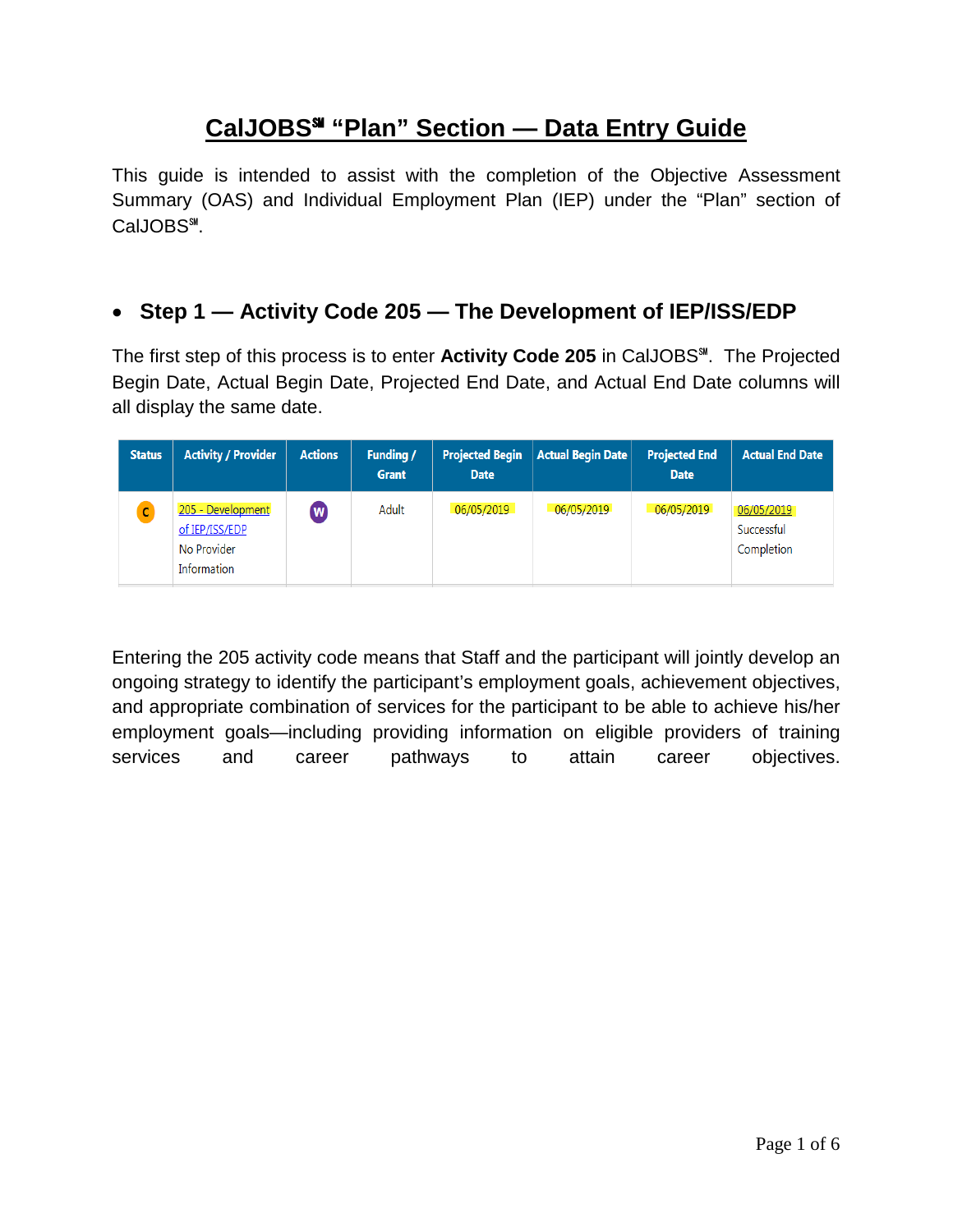# CalJOBS℠ "Plan" Section — Data Entry Guide

This guide is intended to assist with the completion of the Objective Assessment Summary (OAS) and Individual Employment Plan (IEP) under the "Plan" section of CalJOBS℠.

## Step 1 — Activity Code 205 — The Development of IEP/ISS/EDP

The first step of this process is to enter **Activity Code 205** in CalJOBS℠. The Projected Begin Date, Actual Begin Date, Projected End Date, and Actual End Date columns will all display the same date.

| Status | Activity / Provider | Actions | Funding / Grant | Projected Begin Date | Actual Begin Date | Projected End Date | Actual End Date |
|---|---|---|---|---|---|---|---|
| C | 205 - Development of IEP/ISS/EDP No Provider Information | W | Adult | 06/05/2019 | 06/05/2019 | 06/05/2019 | 06/05/2019 Successful Completion |

Entering the 205 activity code means that Staff and the participant will jointly develop an ongoing strategy to identify the participant's employment goals, achievement objectives, and appropriate combination of services for the participant to be able to achieve his/her employment goals—including providing information on eligible providers of training services and career pathways to attain career objectives.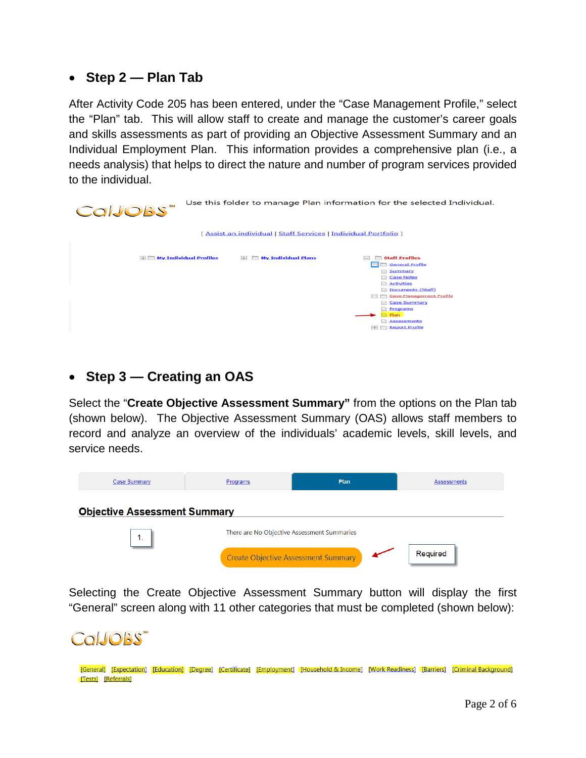- **Step 2 — Plan Tab**

After Activity Code 205 has been entered, under the "Case Management Profile," select the "Plan" tab. This will allow staff to create and manage the customer's career goals and skills assessments as part of providing an Objective Assessment Summary and an Individual Employment Plan. This information provides a comprehensive plan (i.e., a needs analysis) that helps to direct the nature and number of program services provided to the individual.

CalJOBS[SM] Use this folder to manage Plan information for the selected Individual.

[ Assist an individual | Staff Services | Individual Portfolio ]

My Individual Profiles | My Individual Plans | Staff Profiles

- General Profile
  - Summary
  - Case Notes
  - Activities
  - Documents (Staff)
- Case Management Profile
  - Case Summary
  - Programs
  - Plan
  - Assessments
- Report Profile

- **Step 3 — Creating an OAS**

Select the "**Create Objective Assessment Summary"** from the options on the Plan tab (shown below). The Objective Assessment Summary (OAS) allows staff members to record and analyze an overview of the individuals' academic levels, skill levels, and service needs.

Case Summary | Programs | Plan | Assessments

**Objective Assessment Summary**

1. There are No Objective Assessment Summaries

Create Objective Assessment Summary — Required

Selecting the Create Objective Assessment Summary button will display the first "General" screen along with 11 other categories that must be completed (shown below):

CalJOBS[SM]

[General] [Expectation] [Education] [Degree] [Certificate] [Employment] [Household & Income] [Work Readiness] [Barriers] [Criminal Background] [Tests] [Referrals]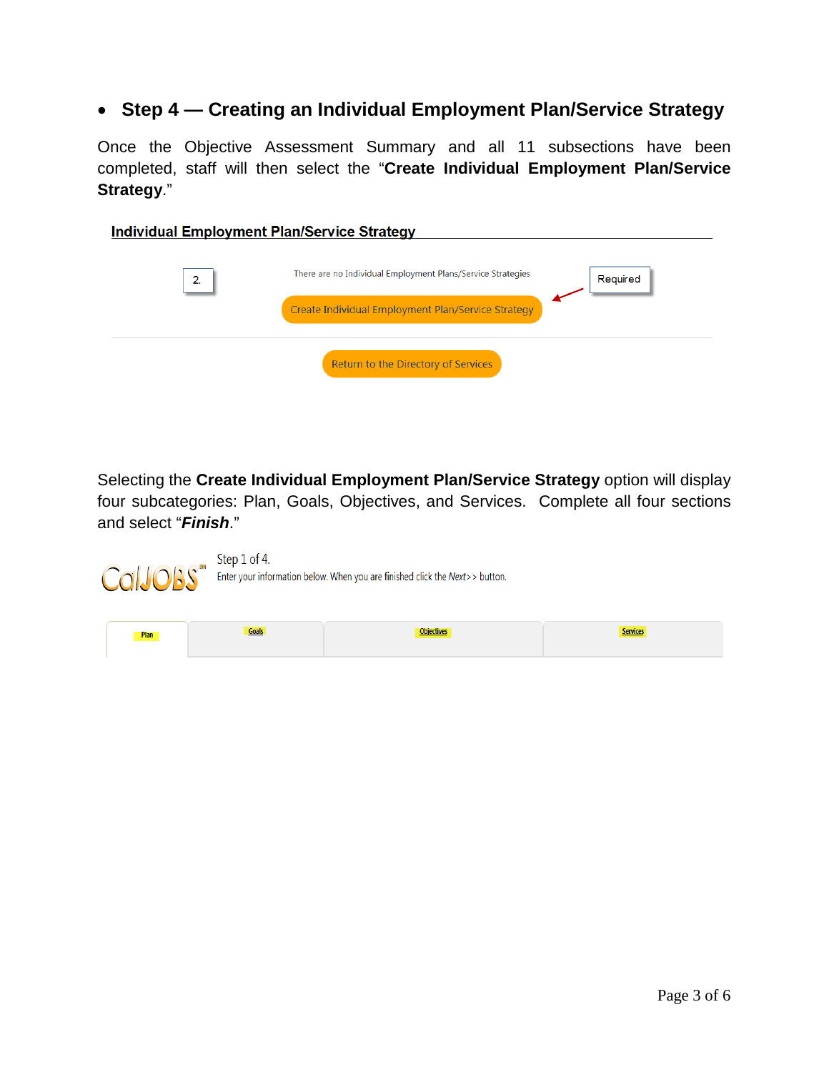- **Step 4 — Creating an Individual Employment Plan/Service Strategy**

Once the Objective Assessment Summary and all 11 subsections have been completed, staff will then select the "**Create Individual Employment Plan/Service Strategy**."

**Individual Employment Plan/Service Strategy**

2.

There are no Individual Employment Plans/Service Strategies

Create Individual Employment Plan/Service Strategy

Required

Return to the Directory of Services

Selecting the **Create Individual Employment Plan/Service Strategy** option will display four subcategories: Plan, Goals, Objectives, and Services. Complete all four sections and select "***Finish***."

CalJOBS[SM]

Step 1 of 4.

Enter your information below. When you are finished click the *Next>>* button.

| Plan | Goals | Objectives | Services |
|---|---|---|---|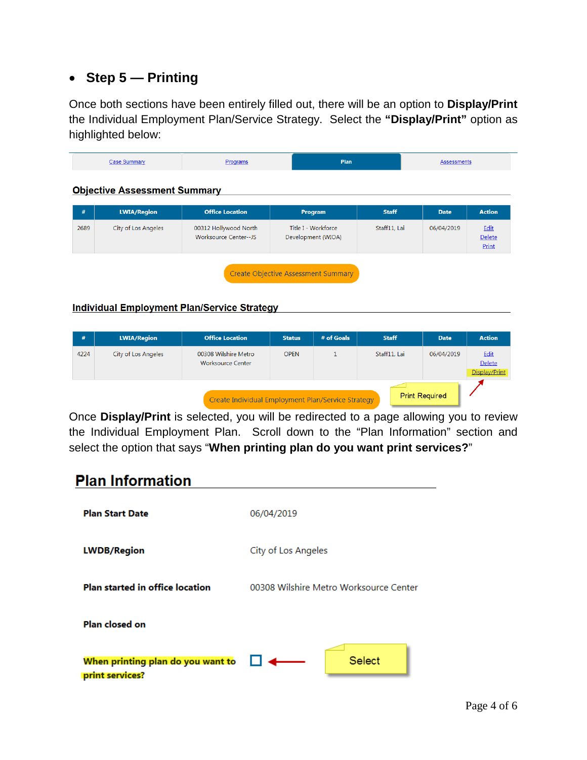- **Step 5 — Printing**

Once both sections have been entirely filled out, there will be an option to **Display/Print** the Individual Employment Plan/Service Strategy. Select the **"Display/Print"** option as highlighted below:

| Case Summary | Programs | Plan | Assessments |
|---|---|---|---|

**Objective Assessment Summary**

| # | LWIA/Region | Office Location | Program | Staff | Date | Action |
|---|---|---|---|---|---|---|
| 2689 | City of Los Angeles | 00312 Hollywood North Worksource Center--JS | Title I - Workforce Development (WIOA) | Staff11, Lai | 06/04/2019 | Edit Delete Print |

Create Objective Assessment Summary

**Individual Employment Plan/Service Strategy**

| # | LWIA/Region | Office Location | Status | # of Goals | Staff | Date | Action |
|---|---|---|---|---|---|---|---|
| 4224 | City of Los Angeles | 00308 Wilshire Metro Worksource Center | OPEN | 1 | Staff11, Lai | 06/04/2019 | Edit Delete Display/Print |

Create Individual Employment Plan/Service Strategy

Print Required

Once **Display/Print** is selected, you will be redirected to a page allowing you to review the Individual Employment Plan. Scroll down to the "Plan Information" section and select the option that says "**When printing plan do you want print services?**"

## Plan Information

| | |
|---|---|
| **Plan Start Date** | 06/04/2019 |
| **LWDB/Region** | City of Los Angeles |
| **Plan started in office location** | 00308 Wilshire Metro Worksource Center |
| **Plan closed on** | |
| **When printing plan do you want to print services?** | ☐ |

Select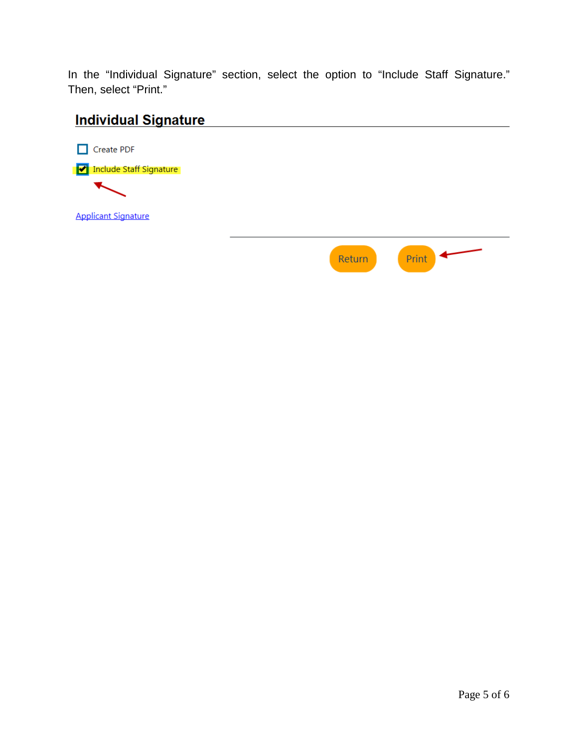In the “Individual Signature” section, select the option to “Include Staff Signature.” Then, select “Print.”

## Individual Signature

- [ ] Create PDF
- [x] Include Staff Signature

Applicant Signature

Return Print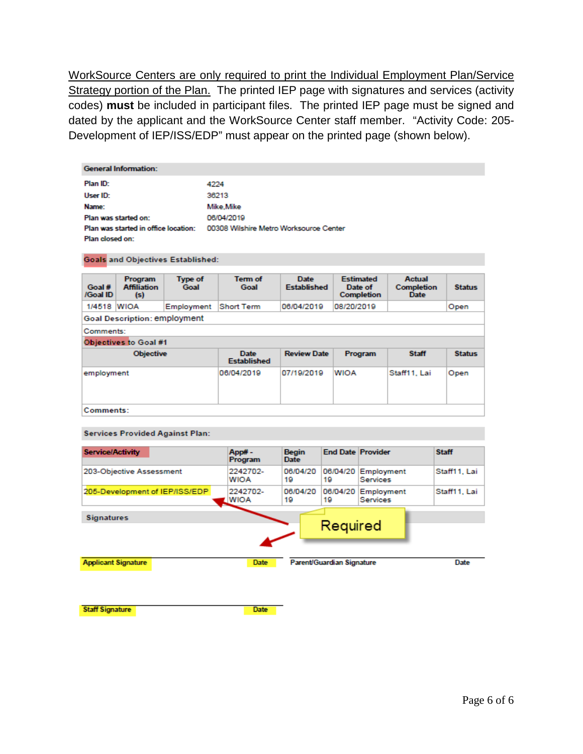<u>WorkSource Centers are only required to print the Individual Employment Plan/Service Strategy portion of the Plan.</u> The printed IEP page with signatures and services (activity codes) **must** be included in participant files. The printed IEP page must be signed and dated by the applicant and the WorkSource Center staff member. "Activity Code: 205-Development of IEP/ISS/EDP" must appear on the printed page (shown below).

**General Information:**

| | |
|---|---|
| **Plan ID:** | 4224 |
| **User ID:** | 36213 |
| **Name:** | Mike,Mike |
| **Plan was started on:** | 06/04/2019 |
| **Plan was started in office location:** | 00308 Wilshire Metro Worksource Center |
| **Plan closed on:** | |

**Goals and Objectives Established:**

| Goal # /Goal ID | Program Affiliation (s) | Type of Goal | Term of Goal | Date Established | Estimated Date of Completion | Actual Completion Date | Status |
|---|---|---|---|---|---|---|---|
| 1/4518 | WIOA | Employment | Short Term | 06/04/2019 | 08/20/2019 | | Open |

Goal Description: employment

Comments:

**Objectives to Goal #1**

| Objective | Date Established | Review Date | Program | Staff | Status |
|---|---|---|---|---|---|
| employment | 06/04/2019 | 07/19/2019 | WIOA | Staff11, Lai | Open |

Comments:

**Services Provided Against Plan:**

| Service/Activity | App# - Program | Begin Date | End Date | Provider | Staff |
|---|---|---|---|---|---|
| 203-Objective Assessment | 2242702-WIOA | 06/04/2019 | 06/04/2019 | Employment Services | Staff11, Lai |
| 205-Development of IEP/ISS/EDP | 2242702-WIOA | 06/04/2019 | 06/04/2019 | Employment Services | Staff11, Lai |

Required

**Signatures**

Applicant Signature &nbsp;&nbsp;&nbsp;&nbsp; Date &nbsp;&nbsp;&nbsp;&nbsp; Parent/Guardian Signature &nbsp;&nbsp;&nbsp;&nbsp; Date

Staff Signature &nbsp;&nbsp;&nbsp;&nbsp; Date